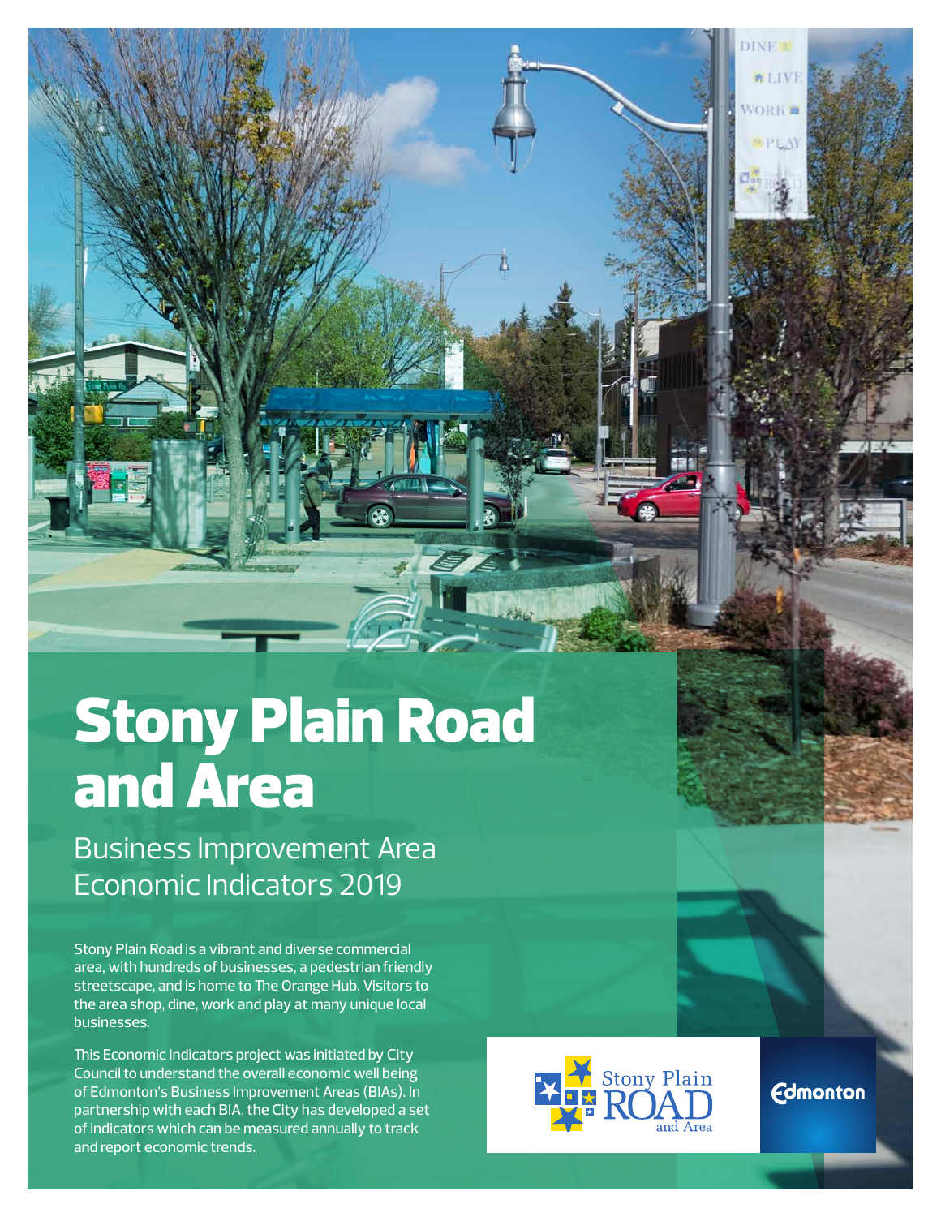# Stony Plain Road and Area

## Business Improvement Area Economic Indicators 2019

Stony Plain Road is a vibrant and diverse commercial area, with hundreds of businesses, a pedestrian friendly streetscape, and is home to The Orange Hub. Visitors to the area shop, dine, work and play at many unique local businesses.

This Economic Indicators project was initiated by City Council to understand the overall economic well being of Edmonton's Business Improvement Areas (BIAs). In partnership with each BIA, the City has developed a set of indicators which can be measured annually to track and report economic trends.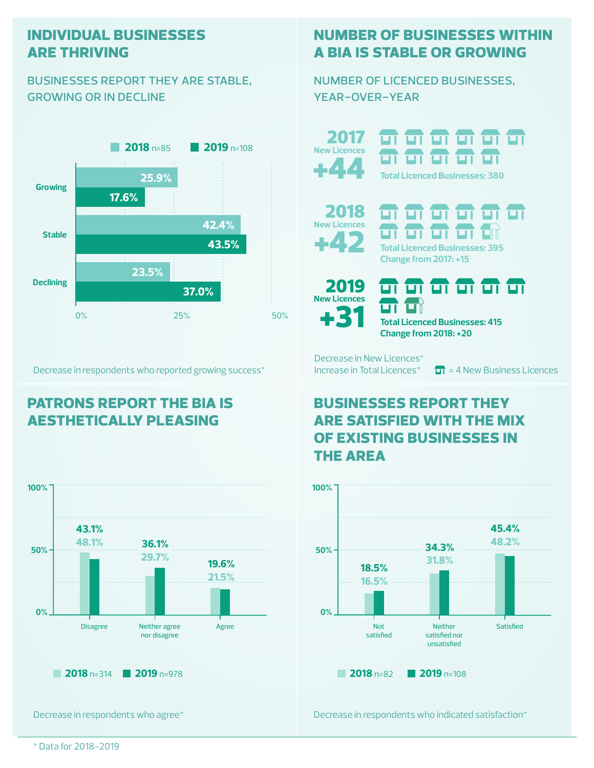## INDIVIDUAL BUSINESSES ARE THRIVING

BUSINESSES REPORT THEY ARE STABLE, GROWING OR IN DECLINE

2018 n=85
2019 n=108

Growing
25.9%
17.6%

Stable
42.4%
43.5%

Declining
23.5%
37.0%

0%
25%
50%

Decrease in respondents who reported growing success*

## NUMBER OF BUSINESSES WITHIN A BIA IS STABLE OR GROWING

NUMBER OF LICENCED BUSINESSES, YEAR-OVER-YEAR

2017
New Licences
+44
Total Licenced Businesses: 380

2018
New Licences
+42
Total Licenced Businesses: 395
Change from 2017: +15

2019
New Licences
+31
Total Licenced Businesses: 415
Change from 2018: +20

Decrease in New Licences*
Increase in Total Licences*
= 4 New Business Licences

## PATRONS REPORT THE BIA IS AESTHETICALLY PLEASING

100%
50%
0%

Disagree
43.1%
48.1%

Neither agree nor disagree
36.1%
29.7%

Agree
19.6%
21.5%

2018 n=314
2019 n=978

Decrease in respondents who agree*

## BUSINESSES REPORT THEY ARE SATISFIED WITH THE MIX OF EXISTING BUSINESSES IN THE AREA

100%
50%
0%

Not satisfied
18.5%
16.5%

Neither satisfied nor unsatisfied
34.3%
31.8%

Satisfied
45.4%
48.2%

2018 n=82
2019 n=108

Decrease in respondents who indicated satisfaction*

* Data for 2018–2019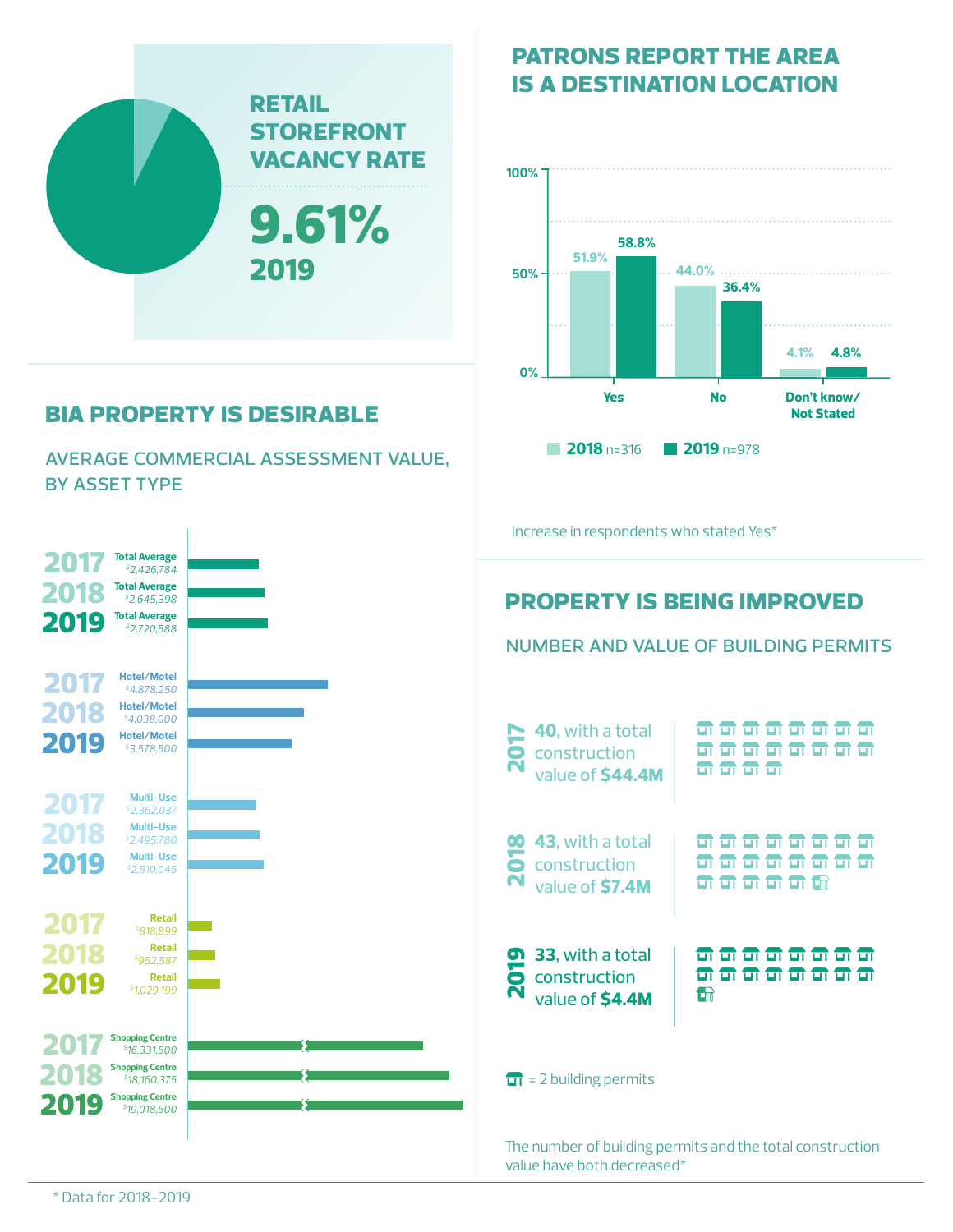## RETAIL STOREFRONT VACANCY RATE

**9.61%**
**2019**

## BIA PROPERTY IS DESIRABLE

### AVERAGE COMMERCIAL ASSESSMENT VALUE, BY ASSET TYPE

| Year | Asset Type | Value |
|---|---|---|
| 2017 | Total Average | $2,426,784 |
| 2018 | Total Average | $2,645,398 |
| 2019 | Total Average | $2,720,588 |
| 2017 | Hotel/Motel | $4,878,250 |
| 2018 | Hotel/Motel | $4,038,000 |
| 2019 | Hotel/Motel | $3,578,500 |
| 2017 | Multi-Use | $2,362,037 |
| 2018 | Multi-Use | $2,495,780 |
| 2019 | Multi-Use | $2,510,045 |
| 2017 | Retail | $818,899 |
| 2018 | Retail | $952,587 |
| 2019 | Retail | $1,029,199 |
| 2017 | Shopping Centre | $16,331,500 |
| 2018 | Shopping Centre | $18,160,375 |
| 2019 | Shopping Centre | $19,018,500 |

## PATRONS REPORT THE AREA IS A DESTINATION LOCATION

| | 2018 n=316 | 2019 n=978 |
|---|---|---|
| Yes | 51.9% | 58.8% |
| No | 44.0% | 36.4% |
| Don't know/ Not Stated | 4.1% | 4.8% |

Increase in respondents who stated Yes*

## PROPERTY IS BEING IMPROVED

### NUMBER AND VALUE OF BUILDING PERMITS

**2017**: **40**, with a total construction value of **$44.4M**

**2018**: **43**, with a total construction value of **$7.4M**

**2019**: **33**, with a total construction value of **$4.4M**

= 2 building permits

The number of building permits and the total construction value have both decreased*

\* Data for 2018–2019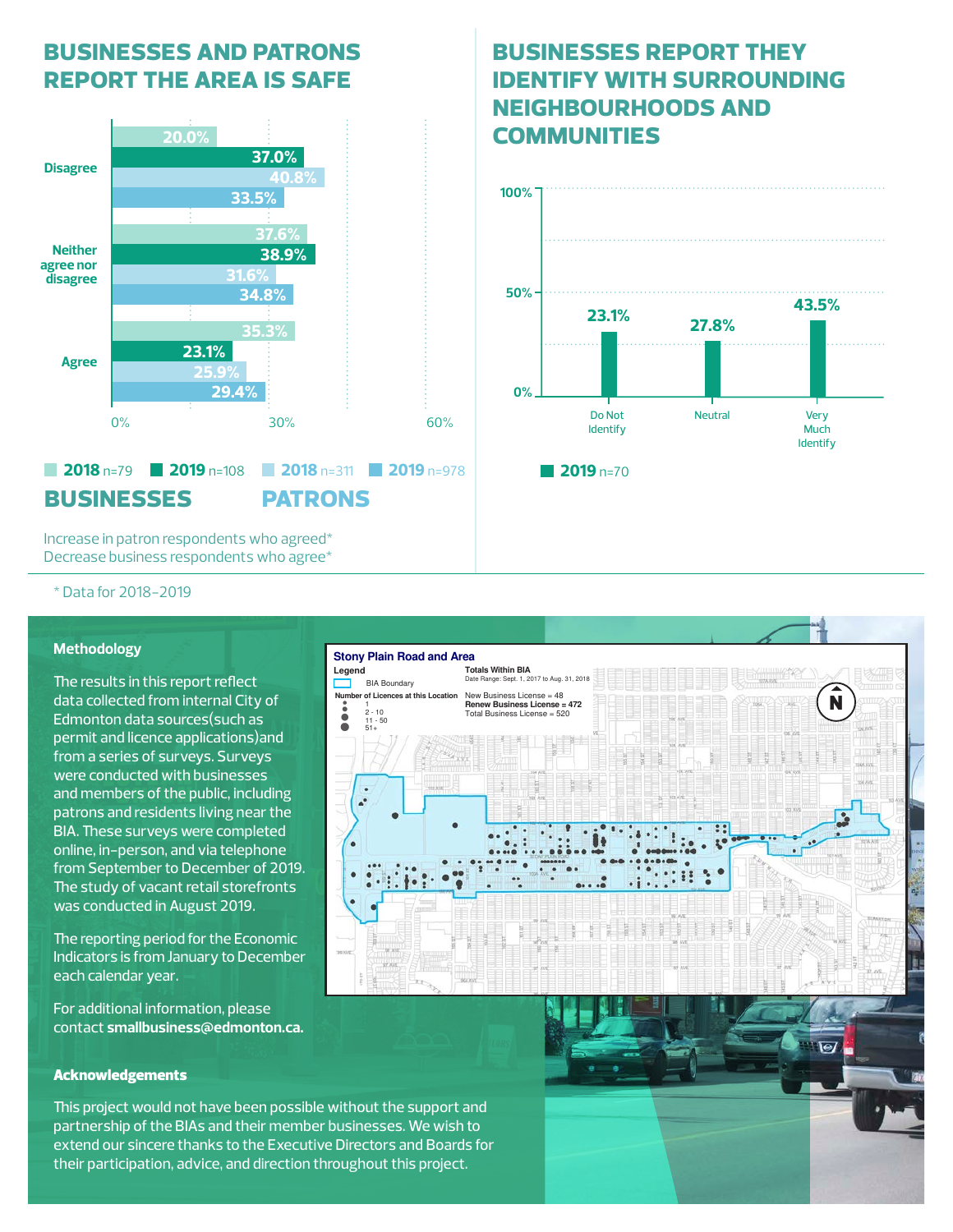## BUSINESSES AND PATRONS REPORT THE AREA IS SAFE

Disagree
20.0%
37.0%
40.8%
33.5%

Neither agree nor disagree
37.6%
38.9%
31.6%
34.8%

Agree
35.3%
23.1%
25.9%
29.4%

0%
30%
60%

2018 n=79 2019 n=108 2018 n=311 2019 n=978

**BUSINESSES** **PATRONS**

Increase in patron respondents who agreed*
Decrease business respondents who agree*

## BUSINESSES REPORT THEY IDENTIFY WITH SURROUNDING NEIGHBOURHOODS AND COMMUNITIES

100%
50%
0%

23.1%
Do Not Identify

27.8%
Neutral

43.5%
Very Much Identify

2019 n=70

* Data for 2018-2019

### Methodology

The results in this report reflect data collected from internal City of Edmonton data sources(such as permit and licence applications)and from a series of surveys. Surveys were conducted with businesses and members of the public, including patrons and residents living near the BIA. These surveys were completed online, in-person, and via telephone from September to December of 2019. The study of vacant retail storefronts was conducted in August 2019.

The reporting period for the Economic Indicators is from January to December each calendar year.

For additional information, please contact **smallbusiness@edmonton.ca.**

**Stony Plain Road and Area**

Legend
BIA Boundary
Number of Licences at this Location
1
2 - 10
11 - 50
51+

Totals Within BIA
Date Range: Sept. 1, 2017 to Aug. 31, 2018
New Business License = 48
**Renew Business License = 472**
Total Business License = 520

### Acknowledgements

This project would not have been possible without the support and partnership of the BIAs and their member businesses. We wish to extend our sincere thanks to the Executive Directors and Boards for their participation, advice, and direction throughout this project.